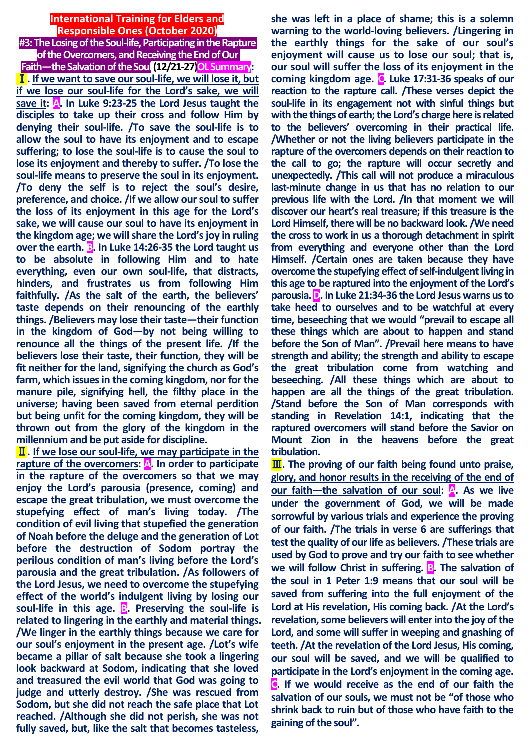# International Training for Elders and Responsible Ones (October 2020)

## #3: The Losing of the Soul-life, Participating in the Rapture of the Overcomers, and Receiving the End of Our Faith—the Salvation of the Soul (12/21-27) OL Summary:

**Ⅰ. If we want to save our soul-life, we will lose it, but if we lose our soul-life for the Lord's sake, we will save it: A. In Luke 9:23-25 the Lord Jesus taught the disciples to take up their cross and follow Him by denying their soul-life. /To save the soul-life is to allow the soul to have its enjoyment and to escape suffering; to lose the soul-life is to cause the soul to lose its enjoyment and thereby to suffer. /To lose the soul-life means to preserve the soul in its enjoyment. /To deny the self is to reject the soul's desire, preference, and choice. /If we allow our soul to suffer the loss of its enjoyment in this age for the Lord's sake, we will cause our soul to have its enjoyment in the kingdom age; we will share the Lord's joy in ruling over the earth. B. In Luke 14:26-35 the Lord taught us to be absolute in following Him and to hate everything, even our own soul-life, that distracts, hinders, and frustrates us from following Him faithfully. /As the salt of the earth, the believers' taste depends on their renouncing of the earthly things. /Believers may lose their taste—their function in the kingdom of God—by not being willing to renounce all the things of the present life. /If the believers lose their taste, their function, they will be fit neither for the land, signifying the church as God's farm, which issues in the coming kingdom, nor for the manure pile, signifying hell, the filthy place in the universe; having been saved from eternal perdition but being unfit for the coming kingdom, they will be thrown out from the glory of the kingdom in the millennium and be put aside for discipline.**

**Ⅱ. If we lose our soul-life, we may participate in the rapture of the overcomers: A. In order to participate in the rapture of the overcomers so that we may enjoy the Lord's parousia (presence, coming) and escape the great tribulation, we must overcome the stupefying effect of man's living today. /The condition of evil living that stupefied the generation of Noah before the deluge and the generation of Lot before the destruction of Sodom portray the perilous condition of man's living before the Lord's parousia and the great tribulation. /As followers of the Lord Jesus, we need to overcome the stupefying effect of the world's indulgent living by losing our soul-life in this age. B. Preserving the soul-life is related to lingering in the earthly and material things. /We linger in the earthly things because we care for our soul's enjoyment in the present age. /Lot's wife became a pillar of salt because she took a lingering look backward at Sodom, indicating that she loved and treasured the evil world that God was going to judge and utterly destroy. /She was rescued from Sodom, but she did not reach the safe place that Lot reached. /Although she did not perish, she was not fully saved, but, like the salt that becomes tasteless, she was left in a place of shame; this is a solemn warning to the world-loving believers. /Lingering in the earthly things for the sake of our soul's enjoyment will cause us to lose our soul; that is, our soul will suffer the loss of its enjoyment in the coming kingdom age. C. Luke 17:31-36 speaks of our reaction to the rapture call. /These verses depict the soul-life in its engagement not with sinful things but with the things of earth; the Lord's charge here is related to the believers' overcoming in their practical life. /Whether or not the living believers participate in the rapture of the overcomers depends on their reaction to the call to go; the rapture will occur secretly and unexpectedly. /This call will not produce a miraculous last-minute change in us that has no relation to our previous life with the Lord. /In that moment we will discover our heart's real treasure; if this treasure is the Lord Himself, there will be no backward look. /We need the cross to work in us a thorough detachment in spirit from everything and everyone other than the Lord Himself. /Certain ones are taken because they have overcome the stupefying effect of self-indulgent living in this age to be raptured into the enjoyment of the Lord's parousia. D. In Luke 21:34-36 the Lord Jesus warns us to take heed to ourselves and to be watchful at every time, beseeching that we would "prevail to escape all these things which are about to happen and stand before the Son of Man". /Prevail here means to have strength and ability; the strength and ability to escape the great tribulation come from watching and beseeching. /All these things which are about to happen are all the things of the great tribulation. /Stand before the Son of Man corresponds with standing in Revelation 14:1, indicating that the raptured overcomers will stand before the Savior on Mount Zion in the heavens before the great tribulation.**

**Ⅲ. The proving of our faith being found unto praise, glory, and honor results in the receiving of the end of our faith—the salvation of our soul: A. As we live under the government of God, we will be made sorrowful by various trials and experience the proving of our faith. /The trials in verse 6 are sufferings that test the quality of our life as believers. /These trials are used by God to prove and try our faith to see whether we will follow Christ in suffering. B. The salvation of the soul in 1 Peter 1:9 means that our soul will be saved from suffering into the full enjoyment of the Lord at His revelation, His coming back. /At the Lord's revelation, some believers will enter into the joy of the Lord, and some will suffer in weeping and gnashing of teeth. /At the revelation of the Lord Jesus, His coming, our soul will be saved, and we will be qualified to participate in the Lord's enjoyment in the coming age. C. If we would receive as the end of our faith the salvation of our souls, we must not be "of those who shrink back to ruin but of those who have faith to the gaining of the soul".**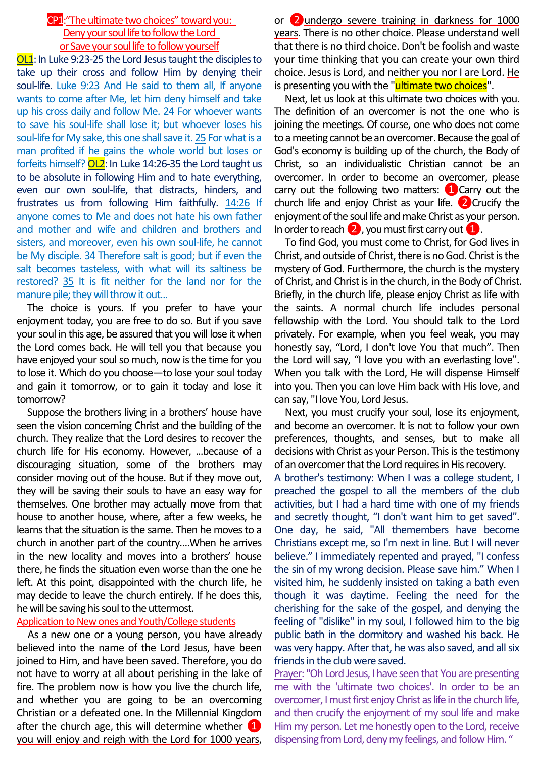## CP1:"The ultimate two choices" toward you: Deny your soul life to follow the Lord or Save your soul life to follow yourself

**OL1**: In Luke 9:23-25 the Lord Jesus taught the disciples to take up their cross and follow Him by denying their soul-life. Luke 9:23 And He said to them all, If anyone wants to come after Me, let him deny himself and take up his cross daily and follow Me. 24 For whoever wants to save his soul-life shall lose it; but whoever loses his soul-life for My sake, this one shall save it. 25 For what is a man profited if he gains the whole world but loses or forfeits himself? **OL2**: In Luke 14:26-35 the Lord taught us to be absolute in following Him and to hate everything, even our own soul-life, that distracts, hinders, and frustrates us from following Him faithfully. 14:26 If anyone comes to Me and does not hate his own father and mother and wife and children and brothers and sisters, and moreover, even his own soul-life, he cannot be My disciple. 34 Therefore salt is good; but if even the salt becomes tasteless, with what will its saltiness be restored? 35 It is fit neither for the land nor for the manure pile; they will throw it out...

The choice is yours. If you prefer to have your enjoyment today, you are free to do so. But if you save your soul in this age, be assured that you will lose it when the Lord comes back. He will tell you that because you have enjoyed your soul so much, now is the time for you to lose it. Which do you choose—to lose your soul today and gain it tomorrow, or to gain it today and lose it tomorrow?

Suppose the brothers living in a brothers' house have seen the vision concerning Christ and the building of the church. They realize that the Lord desires to recover the church life for His economy. However, ...because of a discouraging situation, some of the brothers may consider moving out of the house. But if they move out, they will be saving their souls to have an easy way for themselves. One brother may actually move from that house to another house, where, after a few weeks, he learns that the situation is the same. Then he moves to a church in another part of the country....When he arrives in the new locality and moves into a brothers' house there, he finds the situation even worse than the one he left. At this point, disappointed with the church life, he may decide to leave the church entirely. If he does this, he will be saving his soul to the uttermost.

**Application to New ones and Youth/College students**

As a new one or a young person, you have already believed into the name of the Lord Jesus, have been joined to Him, and have been saved. Therefore, you do not have to worry at all about perishing in the lake of fire. The problem now is how you live the church life, and whether you are going to be an overcoming Christian or a defeated one. In the Millennial Kingdom after the church age, this will determine whether ❶ you will enjoy and reigh with the Lord for 1000 years, or ❷ undergo severe training in darkness for 1000 years. There is no other choice. Please understand well that there is no third choice. Don't be foolish and waste your time thinking that you can create your own third choice. Jesus is Lord, and neither you nor I are Lord. He is presenting you with the "ultimate two choices".

Next, let us look at this ultimate two choices with you. The definition of an overcomer is not the one who is joining the meetings. Of course, one who does not come to a meeting cannot be an overcomer. Because the goal of God's economy is building up of the church, the Body of Christ, so an individualistic Christian cannot be an overcomer. In order to become an overcomer, please carry out the following two matters: ❶Carry out the church life and enjoy Christ as your life. ❷Crucify the enjoyment of the soul life and make Christ as your person. In order to reach ❷, you must first carry out ❶.

To find God, you must come to Christ, for God lives in Christ, and outside of Christ, there is no God. Christ is the mystery of God. Furthermore, the church is the mystery of Christ, and Christ is in the church, in the Body of Christ. Briefly, in the church life, please enjoy Christ as life with the saints. A normal church life includes personal fellowship with the Lord. You should talk to the Lord privately. For example, when you feel weak, you may honestly say, "Lord, I don't love You that much". Then the Lord will say, "I love you with an everlasting love". When you talk with the Lord, He will dispense Himself into you. Then you can love Him back with His love, and can say, "I love You, Lord Jesus.

Next, you must crucify your soul, lose its enjoyment, and become an overcomer. It is not to follow your own preferences, thoughts, and senses, but to make all decisions with Christ as your Person. This is the testimony of an overcomer that the Lord requires in His recovery.

A brother's testimony: When I was a college student, I preached the gospel to all the members of the club activities, but I had a hard time with one of my friends and secretly thought, "I don't want him to get saved". One day, he said, "All themembers have become Christians except me, so I'm next in line. But I will never believe." I immediately repented and prayed, "I confess the sin of my wrong decision. Please save him." When I visited him, he suddenly insisted on taking a bath even though it was daytime. Feeling the need for the cherishing for the sake of the gospel, and denying the feeling of "dislike" in my soul, I followed him to the big public bath in the dormitory and washed his back. He was very happy. After that, he was also saved, and all six friends in the club were saved.

Prayer: "Oh Lord Jesus, I have seen that You are presenting me with the 'ultimate two choices'. In order to be an overcomer, I must first enjoy Christ as life in the church life, and then crucify the enjoyment of my soul life and make Him my person. Let me honestly open to the Lord, receive dispensing from Lord, deny my feelings, and follow Him. "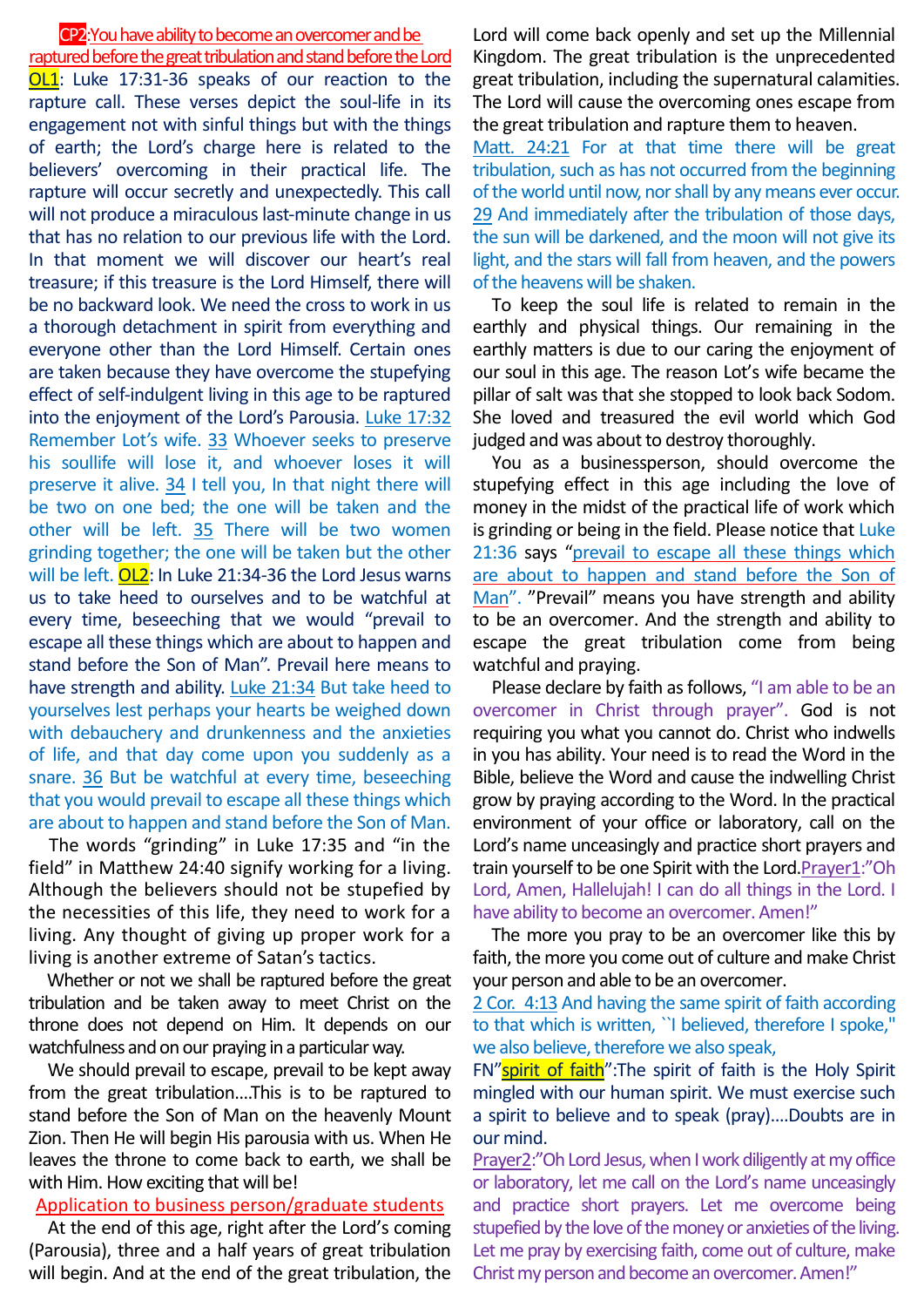**CP2:You have ability to become an overcomer and be raptured before the great tribulation and stand before the Lord**

**OL1**: Luke 17:31-36 speaks of our reaction to the rapture call. These verses depict the soul-life in its engagement not with sinful things but with the things of earth; the Lord's charge here is related to the believers' overcoming in their practical life. The rapture will occur secretly and unexpectedly. This call will not produce a miraculous last-minute change in us that has no relation to our previous life with the Lord. In that moment we will discover our heart's real treasure; if this treasure is the Lord Himself, there will be no backward look. We need the cross to work in us a thorough detachment in spirit from everything and everyone other than the Lord Himself. Certain ones are taken because they have overcome the stupefying effect of self-indulgent living in this age to be raptured into the enjoyment of the Lord's Parousia. Luke 17:32 Remember Lot's wife. 33 Whoever seeks to preserve his soullife will lose it, and whoever loses it will preserve it alive. 34 I tell you, In that night there will be two on one bed; the one will be taken and the other will be left. 35 There will be two women grinding together; the one will be taken but the other will be left. **OL2**: In Luke 21:34-36 the Lord Jesus warns us to take heed to ourselves and to be watchful at every time, beseeching that we would "prevail to escape all these things which are about to happen and stand before the Son of Man". Prevail here means to have strength and ability. Luke 21:34 But take heed to yourselves lest perhaps your hearts be weighed down with debauchery and drunkenness and the anxieties of life, and that day come upon you suddenly as a snare. 36 But be watchful at every time, beseeching that you would prevail to escape all these things which are about to happen and stand before the Son of Man.

The words "grinding" in Luke 17:35 and "in the field" in Matthew 24:40 signify working for a living. Although the believers should not be stupefied by the necessities of this life, they need to work for a living. Any thought of giving up proper work for a living is another extreme of Satan's tactics.

Whether or not we shall be raptured before the great tribulation and be taken away to meet Christ on the throne does not depend on Him. It depends on our watchfulness and on our praying in a particular way.

We should prevail to escape, prevail to be kept away from the great tribulation....This is to be raptured to stand before the Son of Man on the heavenly Mount Zion. Then He will begin His parousia with us. When He leaves the throne to come back to earth, we shall be with Him. How exciting that will be!

**Application to business person/graduate students**

At the end of this age, right after the Lord's coming (Parousia), three and a half years of great tribulation will begin. And at the end of the great tribulation, the Lord will come back openly and set up the Millennial Kingdom. The great tribulation is the unprecedented great tribulation, including the supernatural calamities. The Lord will cause the overcoming ones escape from the great tribulation and rapture them to heaven.

Matt. 24:21 For at that time there will be great tribulation, such as has not occurred from the beginning of the world until now, nor shall by any means ever occur. 29 And immediately after the tribulation of those days, the sun will be darkened, and the moon will not give its light, and the stars will fall from heaven, and the powers of the heavens will be shaken.

To keep the soul life is related to remain in the earthly and physical things. Our remaining in the earthly matters is due to our caring the enjoyment of our soul in this age. The reason Lot's wife became the pillar of salt was that she stopped to look back Sodom. She loved and treasured the evil world which God judged and was about to destroy thoroughly.

You as a businessperson, should overcome the stupefying effect in this age including the love of money in the midst of the practical life of work which is grinding or being in the field. Please notice that Luke 21:36 says "prevail to escape all these things which are about to happen and stand before the Son of Man". "Prevail" means you have strength and ability to be an overcomer. And the strength and ability to escape the great tribulation come from being watchful and praying.

Please declare by faith as follows, "I am able to be an overcomer in Christ through prayer". God is not requiring you what you cannot do. Christ who indwells in you has ability. Your need is to read the Word in the Bible, believe the Word and cause the indwelling Christ grow by praying according to the Word. In the practical environment of your office or laboratory, call on the Lord's name unceasingly and practice short prayers and train yourself to be one Spirit with the Lord.Prayer1:"Oh Lord, Amen, Hallelujah! I can do all things in the Lord. I have ability to become an overcomer. Amen!"

The more you pray to be an overcomer like this by faith, the more you come out of culture and make Christ your person and able to be an overcomer.

2 Cor. 4:13 And having the same spirit of faith according to that which is written, "I believed, therefore I spoke," we also believe, therefore we also speak,

FN"spirit of faith":The spirit of faith is the Holy Spirit mingled with our human spirit. We must exercise such a spirit to believe and to speak (pray)....Doubts are in our mind.

Prayer2:"Oh Lord Jesus, when I work diligently at my office or laboratory, let me call on the Lord's name unceasingly and practice short prayers. Let me overcome being stupefied by the love of the money or anxieties of the living. Let me pray by exercising faith, come out of culture, make Christ my person and become an overcomer. Amen!"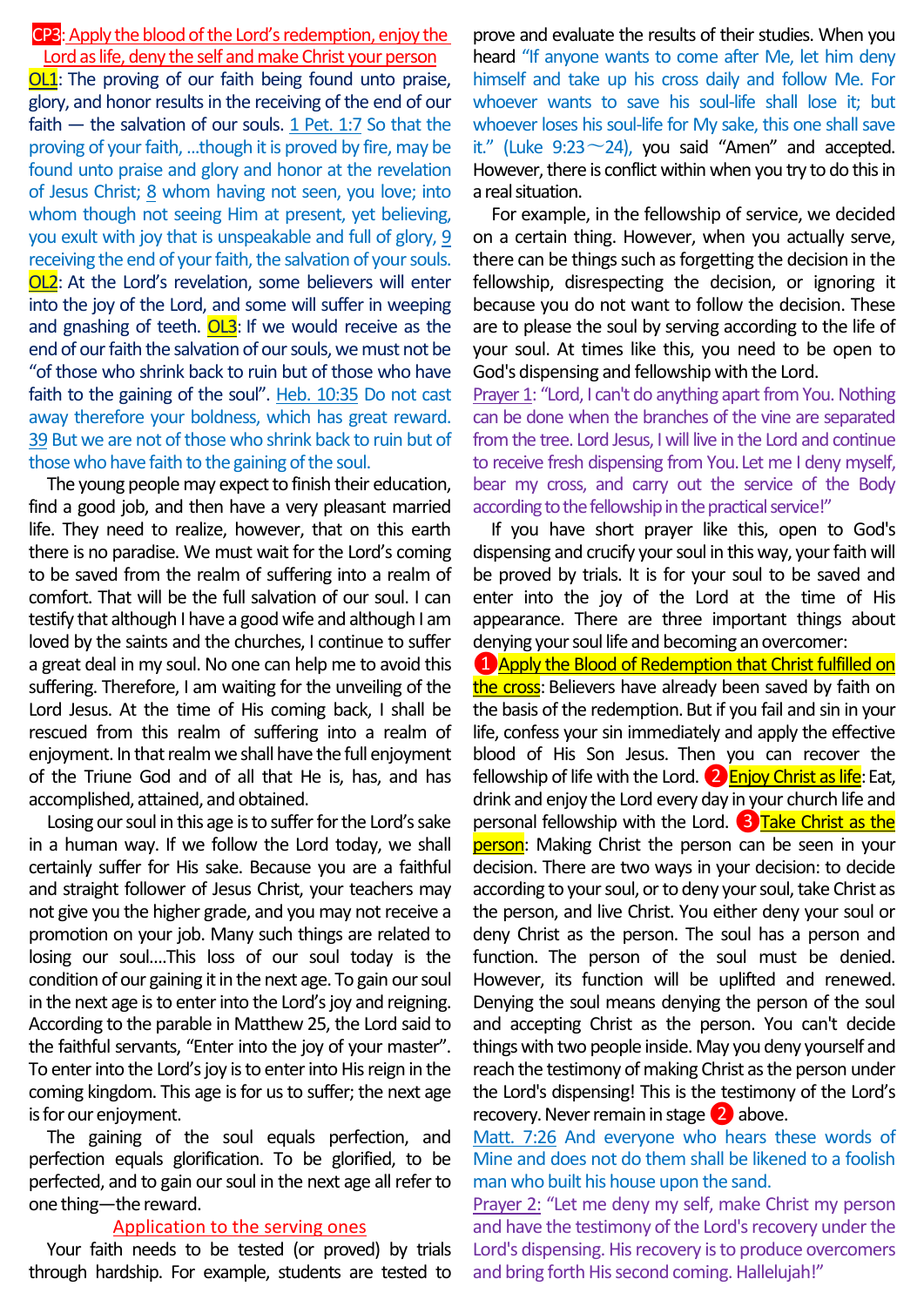**CP3: Apply the blood of the Lord's redemption, enjoy the Lord as life, deny the self and make Christ your person**

**OL1**: The proving of our faith being found unto praise, glory, and honor results in the receiving of the end of our faith — the salvation of our souls. 1 Pet. 1:7 So that the proving of your faith, ...though it is proved by fire, may be found unto praise and glory and honor at the revelation of Jesus Christ; 8 whom having not seen, you love; into whom though not seeing Him at present, yet believing, you exult with joy that is unspeakable and full of glory, 9 receiving the end of your faith, the salvation of your souls.

**OL2**: At the Lord's revelation, some believers will enter into the joy of the Lord, and some will suffer in weeping and gnashing of teeth. **OL3**: If we would receive as the end of our faith the salvation of our souls, we must not be "of those who shrink back to ruin but of those who have faith to the gaining of the soul". Heb. 10:35 Do not cast away therefore your boldness, which has great reward. 39 But we are not of those who shrink back to ruin but of those who have faith to the gaining of the soul.

The young people may expect to finish their education, find a good job, and then have a very pleasant married life. They need to realize, however, that on this earth there is no paradise. We must wait for the Lord's coming to be saved from the realm of suffering into a realm of comfort. That will be the full salvation of our soul. I can testify that although I have a good wife and although I am loved by the saints and the churches, I continue to suffer a great deal in my soul. No one can help me to avoid this suffering. Therefore, I am waiting for the unveiling of the Lord Jesus. At the time of His coming back, I shall be rescued from this realm of suffering into a realm of enjoyment. In that realm we shall have the full enjoyment of the Triune God and of all that He is, has, and has accomplished, attained, and obtained.

Losing our soul in this age is to suffer for the Lord's sake in a human way. If we follow the Lord today, we shall certainly suffer for His sake. Because you are a faithful and straight follower of Jesus Christ, your teachers may not give you the higher grade, and you may not receive a promotion on your job. Many such things are related to losing our soul....This loss of our soul today is the condition of our gaining it in the next age. To gain our soul in the next age is to enter into the Lord's joy and reigning. According to the parable in Matthew 25, the Lord said to the faithful servants, "Enter into the joy of your master". To enter into the Lord's joy is to enter into His reign in the coming kingdom. This age is for us to suffer; the next age is for our enjoyment.

The gaining of the soul equals perfection, and perfection equals glorification. To be glorified, to be perfected, and to gain our soul in the next age all refer to one thing—the reward.

## Application to the serving ones

Your faith needs to be tested (or proved) by trials through hardship. For example, students are tested to prove and evaluate the results of their studies. When you heard "If anyone wants to come after Me, let him deny himself and take up his cross daily and follow Me. For whoever wants to save his soul-life shall lose it; but whoever loses his soul-life for My sake, this one shall save it." (Luke 9:23～24), you said "Amen" and accepted. However, there is conflict within when you try to do this in a real situation.

For example, in the fellowship of service, we decided on a certain thing. However, when you actually serve, there can be things such as forgetting the decision in the fellowship, disrespecting the decision, or ignoring it because you do not want to follow the decision. These are to please the soul by serving according to the life of your soul. At times like this, you need to be open to God's dispensing and fellowship with the Lord.

Prayer 1: "Lord, I can't do anything apart from You. Nothing can be done when the branches of the vine are separated from the tree. Lord Jesus, I will live in the Lord and continue to receive fresh dispensing from You. Let me I deny myself, bear my cross, and carry out the service of the Body according to the fellowship in the practical service!"

If you have short prayer like this, open to God's dispensing and crucify your soul in this way, your faith will be proved by trials. It is for your soul to be saved and enter into the joy of the Lord at the time of His appearance. There are three important things about denying your soul life and becoming an overcomer:

❶ **Apply the Blood of Redemption that Christ fulfilled on the cross**: Believers have already been saved by faith on the basis of the redemption. But if you fail and sin in your life, confess your sin immediately and apply the effective blood of His Son Jesus. Then you can recover the fellowship of life with the Lord. ❷ **Enjoy Christ as life**: Eat, drink and enjoy the Lord every day in your church life and personal fellowship with the Lord. ❸ **Take Christ as the person**: Making Christ the person can be seen in your decision. There are two ways in your decision: to decide according to your soul, or to deny your soul, take Christ as the person, and live Christ. You either deny your soul or deny Christ as the person. The soul has a person and function. The person of the soul must be denied. However, its function will be uplifted and renewed. Denying the soul means denying the person of the soul and accepting Christ as the person. You can't decide things with two people inside. May you deny yourself and reach the testimony of making Christ as the person under the Lord's dispensing! This is the testimony of the Lord's recovery. Never remain in stage ❷ above.

Matt. 7:26 And everyone who hears these words of Mine and does not do them shall be likened to a foolish man who built his house upon the sand.

Prayer 2: "Let me deny my self, make Christ my person and have the testimony of the Lord's recovery under the Lord's dispensing. His recovery is to produce overcomers and bring forth His second coming. Hallelujah!"